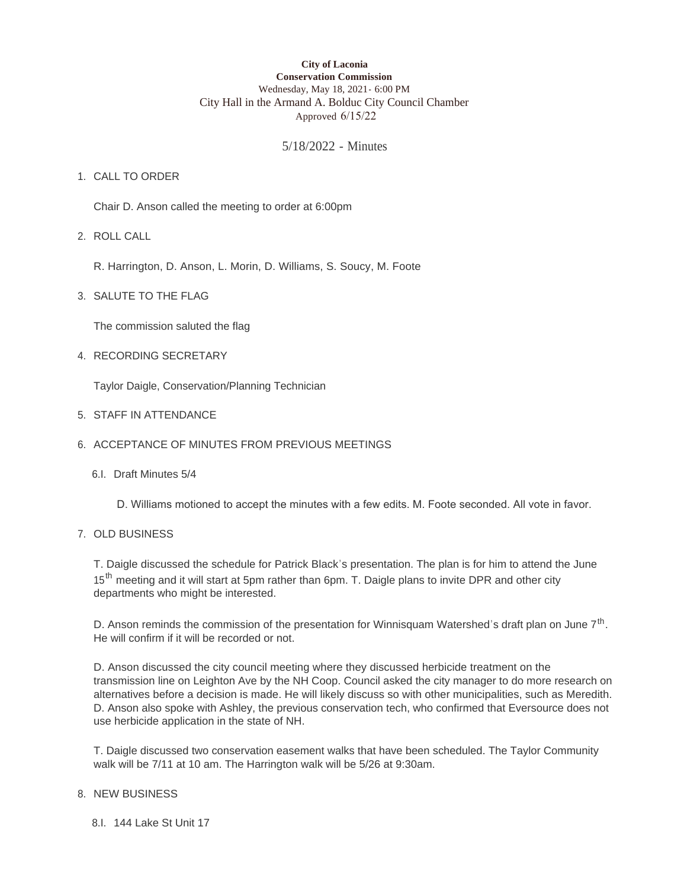**City of Laconia**
**Conservation Commission**
Wednesday, May 18, 2021- 6:00 PM
City Hall in the Armand A. Bolduc City Council Chamber
Approved 6/15/22

5/18/2022 - Minutes

1. CALL TO ORDER

   Chair D. Anson called the meeting to order at 6:00pm

2. ROLL CALL

   R. Harrington, D. Anson, L. Morin, D. Williams, S. Soucy, M. Foote

3. SALUTE TO THE FLAG

   The commission saluted the flag

4. RECORDING SECRETARY

   Taylor Daigle, Conservation/Planning Technician

5. STAFF IN ATTENDANCE

6. ACCEPTANCE OF MINUTES FROM PREVIOUS MEETINGS

   6.I. Draft Minutes 5/4

   D. Williams motioned to accept the minutes with a few edits. M. Foote seconded. All vote in favor.

7. OLD BUSINESS

   T. Daigle discussed the schedule for Patrick Black's presentation. The plan is for him to attend the June 15th meeting and it will start at 5pm rather than 6pm. T. Daigle plans to invite DPR and other city departments who might be interested.

   D. Anson reminds the commission of the presentation for Winnisquam Watershed's draft plan on June 7th. He will confirm if it will be recorded or not.

   D. Anson discussed the city council meeting where they discussed herbicide treatment on the transmission line on Leighton Ave by the NH Coop. Council asked the city manager to do more research on alternatives before a decision is made. He will likely discuss so with other municipalities, such as Meredith. D. Anson also spoke with Ashley, the previous conservation tech, who confirmed that Eversource does not use herbicide application in the state of NH.

   T. Daigle discussed two conservation easement walks that have been scheduled. The Taylor Community walk will be 7/11 at 10 am. The Harrington walk will be 5/26 at 9:30am.

8. NEW BUSINESS

   8.I. 144 Lake St Unit 17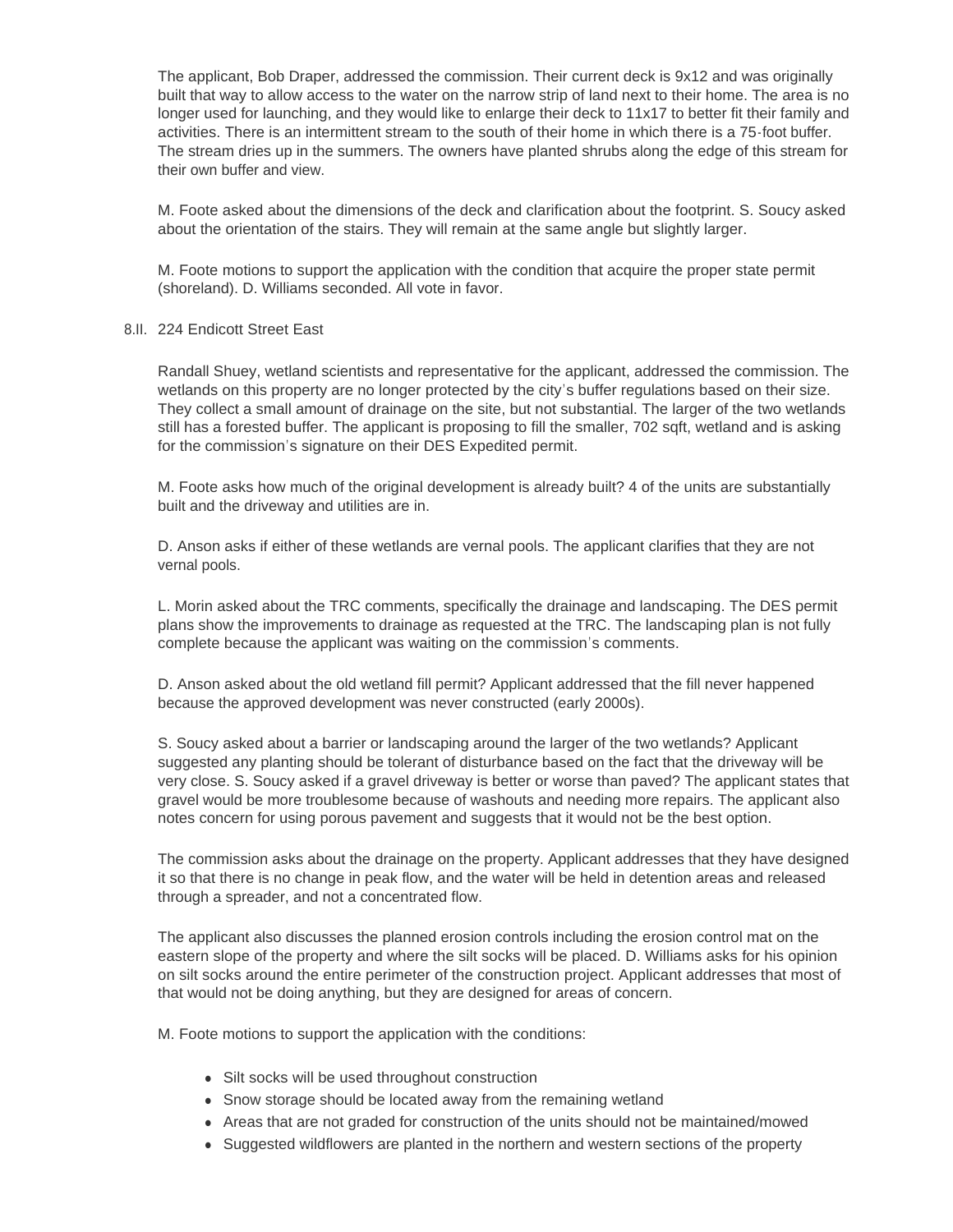The applicant, Bob Draper, addressed the commission. Their current deck is 9x12 and was originally built that way to allow access to the water on the narrow strip of land next to their home. The area is no longer used for launching, and they would like to enlarge their deck to 11x17 to better fit their family and activities. There is an intermittent stream to the south of their home in which there is a 75-foot buffer. The stream dries up in the summers. The owners have planted shrubs along the edge of this stream for their own buffer and view.

M. Foote asked about the dimensions of the deck and clarification about the footprint. S. Soucy asked about the orientation of the stairs. They will remain at the same angle but slightly larger.

M. Foote motions to support the application with the condition that acquire the proper state permit (shoreland). D. Williams seconded. All vote in favor.

8.II. 224 Endicott Street East

Randall Shuey, wetland scientists and representative for the applicant, addressed the commission. The wetlands on this property are no longer protected by the city's buffer regulations based on their size. They collect a small amount of drainage on the site, but not substantial. The larger of the two wetlands still has a forested buffer. The applicant is proposing to fill the smaller, 702 sqft, wetland and is asking for the commission's signature on their DES Expedited permit.

M. Foote asks how much of the original development is already built? 4 of the units are substantially built and the driveway and utilities are in.

D. Anson asks if either of these wetlands are vernal pools. The applicant clarifies that they are not vernal pools.

L. Morin asked about the TRC comments, specifically the drainage and landscaping. The DES permit plans show the improvements to drainage as requested at the TRC. The landscaping plan is not fully complete because the applicant was waiting on the commission's comments.

D. Anson asked about the old wetland fill permit? Applicant addressed that the fill never happened because the approved development was never constructed (early 2000s).

S. Soucy asked about a barrier or landscaping around the larger of the two wetlands? Applicant suggested any planting should be tolerant of disturbance based on the fact that the driveway will be very close. S. Soucy asked if a gravel driveway is better or worse than paved? The applicant states that gravel would be more troublesome because of washouts and needing more repairs. The applicant also notes concern for using porous pavement and suggests that it would not be the best option.

The commission asks about the drainage on the property. Applicant addresses that they have designed it so that there is no change in peak flow, and the water will be held in detention areas and released through a spreader, and not a concentrated flow.

The applicant also discusses the planned erosion controls including the erosion control mat on the eastern slope of the property and where the silt socks will be placed. D. Williams asks for his opinion on silt socks around the entire perimeter of the construction project. Applicant addresses that most of that would not be doing anything, but they are designed for areas of concern.

M. Foote motions to support the application with the conditions:

- Silt socks will be used throughout construction
- Snow storage should be located away from the remaining wetland
- Areas that are not graded for construction of the units should not be maintained/mowed
- Suggested wildflowers are planted in the northern and western sections of the property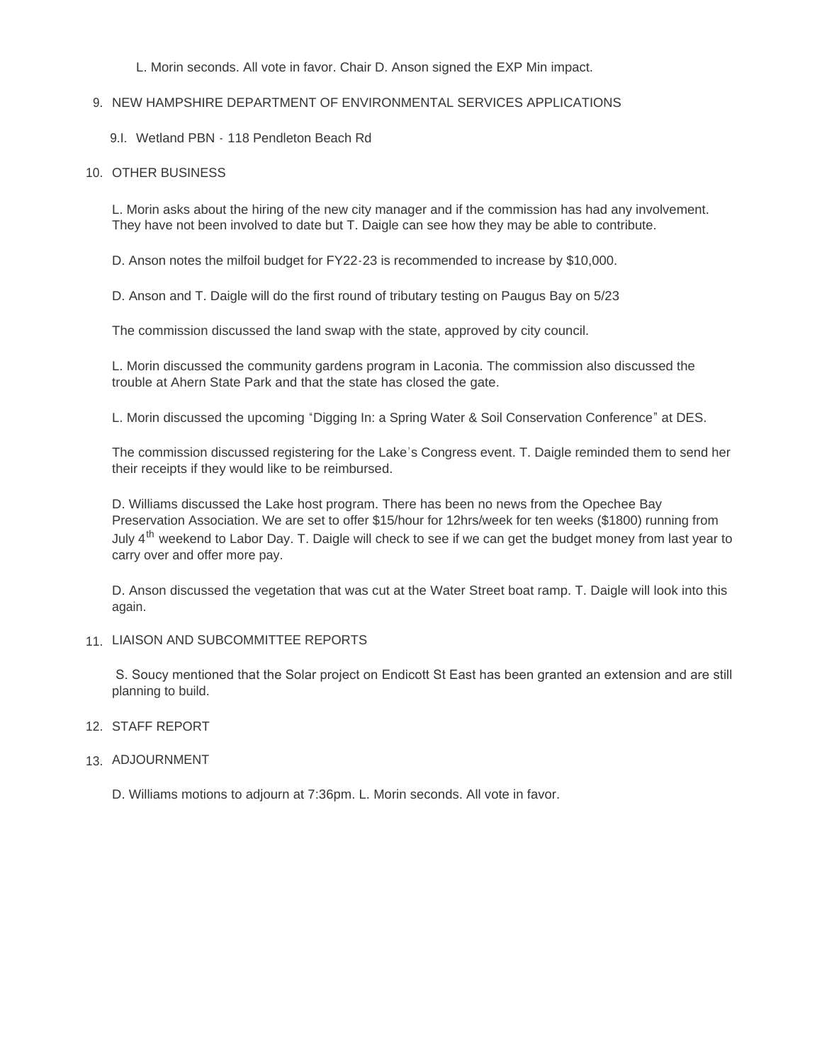L. Morin seconds. All vote in favor. Chair D. Anson signed the EXP Min impact.

9. NEW HAMPSHIRE DEPARTMENT OF ENVIRONMENTAL SERVICES APPLICATIONS

   9.I. Wetland PBN - 118 Pendleton Beach Rd

10. OTHER BUSINESS

    L. Morin asks about the hiring of the new city manager and if the commission has had any involvement. They have not been involved to date but T. Daigle can see how they may be able to contribute.

    D. Anson notes the milfoil budget for FY22-23 is recommended to increase by $10,000.

    D. Anson and T. Daigle will do the first round of tributary testing on Paugus Bay on 5/23

    The commission discussed the land swap with the state, approved by city council.

    L. Morin discussed the community gardens program in Laconia. The commission also discussed the trouble at Ahern State Park and that the state has closed the gate.

    L. Morin discussed the upcoming "Digging In: a Spring Water & Soil Conservation Conference" at DES.

    The commission discussed registering for the Lake's Congress event. T. Daigle reminded them to send her their receipts if they would like to be reimbursed.

    D. Williams discussed the Lake host program. There has been no news from the Opechee Bay Preservation Association. We are set to offer $15/hour for 12hrs/week for ten weeks ($1800) running from July 4th weekend to Labor Day. T. Daigle will check to see if we can get the budget money from last year to carry over and offer more pay.

    D. Anson discussed the vegetation that was cut at the Water Street boat ramp. T. Daigle will look into this again.

11. LIAISON AND SUBCOMMITTEE REPORTS

    S. Soucy mentioned that the Solar project on Endicott St East has been granted an extension and are still planning to build.

12. STAFF REPORT

13. ADJOURNMENT

    D. Williams motions to adjourn at 7:36pm. L. Morin seconds. All vote in favor.